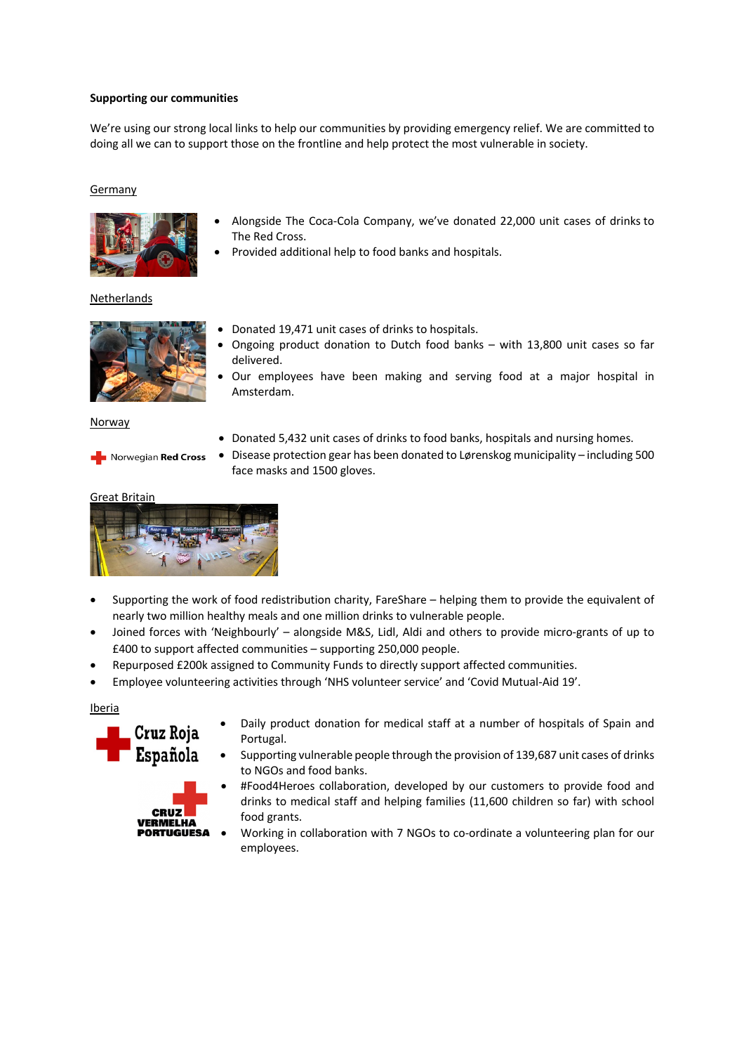**Supporting our communities**

We're using our strong local links to help our communities by providing emergency relief. We are committed to doing all we can to support those on the frontline and help protect the most vulnerable in society.

Germany

- Alongside The Coca-Cola Company, we've donated 22,000 unit cases of drinks to The Red Cross.
- Provided additional help to food banks and hospitals.

Netherlands

- Donated 19,471 unit cases of drinks to hospitals.
- Ongoing product donation to Dutch food banks – with 13,800 unit cases so far delivered.
- Our employees have been making and serving food at a major hospital in Amsterdam.

Norway

- Donated 5,432 unit cases of drinks to food banks, hospitals and nursing homes.
- Disease protection gear has been donated to Lørenskog municipality – including 500 face masks and 1500 gloves.

Great Britain

- Supporting the work of food redistribution charity, FareShare – helping them to provide the equivalent of nearly two million healthy meals and one million drinks to vulnerable people.
- Joined forces with 'Neighbourly' – alongside M&S, Lidl, Aldi and others to provide micro-grants of up to £400 to support affected communities – supporting 250,000 people.
- Repurposed £200k assigned to Community Funds to directly support affected communities.
- Employee volunteering activities through 'NHS volunteer service' and 'Covid Mutual-Aid 19'.

Iberia

- Daily product donation for medical staff at a number of hospitals of Spain and Portugal.
- Supporting vulnerable people through the provision of 139,687 unit cases of drinks to NGOs and food banks.
- #Food4Heroes collaboration, developed by our customers to provide food and drinks to medical staff and helping families (11,600 children so far) with school food grants.
- Working in collaboration with 7 NGOs to co-ordinate a volunteering plan for our employees.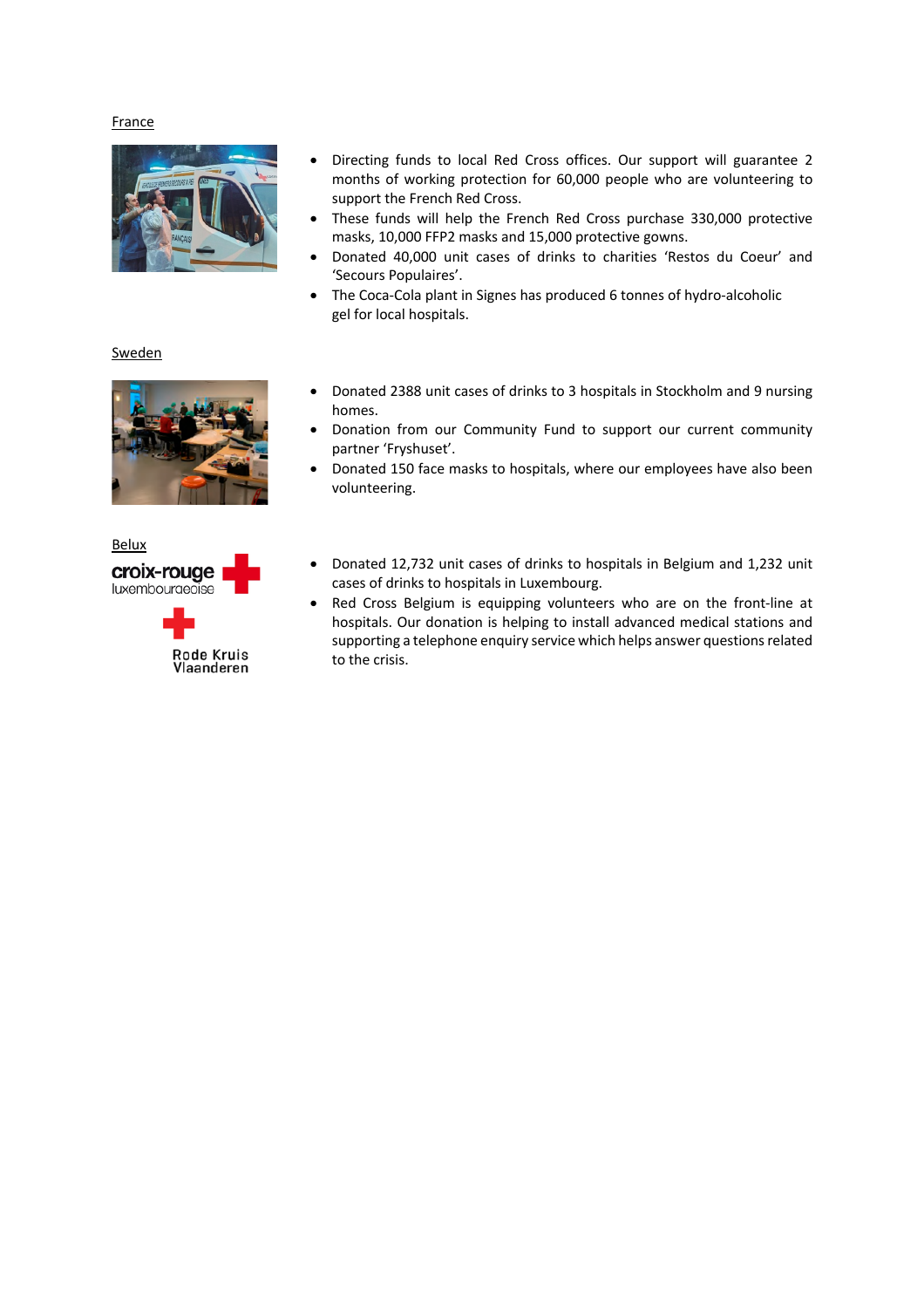France

- Directing funds to local Red Cross offices. Our support will guarantee 2 months of working protection for 60,000 people who are volunteering to support the French Red Cross.
- These funds will help the French Red Cross purchase 330,000 protective masks, 10,000 FFP2 masks and 15,000 protective gowns.
- Donated 40,000 unit cases of drinks to charities 'Restos du Coeur' and 'Secours Populaires'.
- The Coca-Cola plant in Signes has produced 6 tonnes of hydro-alcoholic gel for local hospitals.

Sweden

- Donated 2388 unit cases of drinks to 3 hospitals in Stockholm and 9 nursing homes.
- Donation from our Community Fund to support our current community partner 'Fryshuset'.
- Donated 150 face masks to hospitals, where our employees have also been volunteering.

Belux

croix-rouge luxembourgeoise

Rode Kruis Vlaanderen

- Donated 12,732 unit cases of drinks to hospitals in Belgium and 1,232 unit cases of drinks to hospitals in Luxembourg.
- Red Cross Belgium is equipping volunteers who are on the front-line at hospitals. Our donation is helping to install advanced medical stations and supporting a telephone enquiry service which helps answer questions related to the crisis.